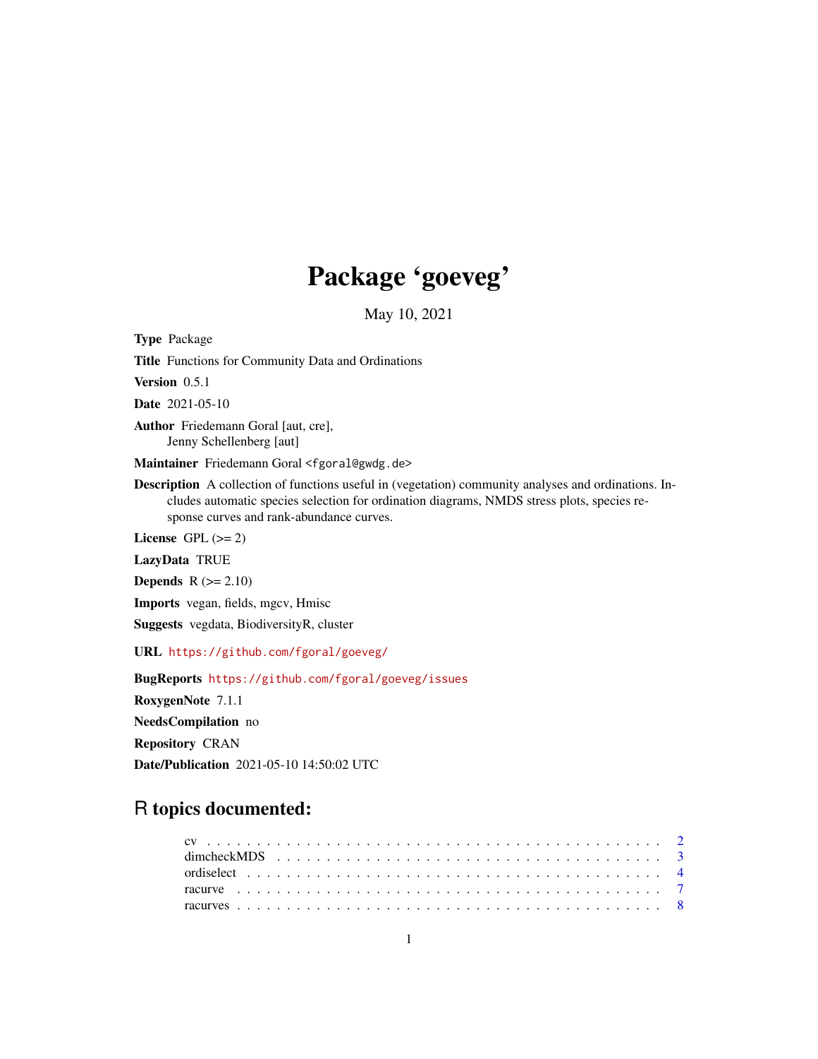# Package 'goeveg'

May 10, 2021

**Type** Package

**Title** Functions for Community Data and Ordinations

**Version** 0.5.1

**Date** 2021-05-10

**Author** Friedemann Goral [aut, cre],
Jenny Schellenberg [aut]

**Maintainer** Friedemann Goral <fgoral@gwdg.de>

**Description** A collection of functions useful in (vegetation) community analyses and ordinations. Includes automatic species selection for ordination diagrams, NMDS stress plots, species response curves and rank-abundance curves.

**License** GPL (>= 2)

**LazyData** TRUE

**Depends** R (>= 2.10)

**Imports** vegan, fields, mgcv, Hmisc

**Suggests** vegdata, BiodiversityR, cluster

**URL** https://github.com/fgoral/goeveg/

**BugReports** https://github.com/fgoral/goeveg/issues

**RoxygenNote** 7.1.1

**NeedsCompilation** no

**Repository** CRAN

**Date/Publication** 2021-05-10 14:50:02 UTC

## R topics documented:

cv . . . . . . . . . . . . . . . . . . . . . . . . . . . . . . . . . . . . . . . . . . . 2
dimcheckMDS . . . . . . . . . . . . . . . . . . . . . . . . . . . . . . . . . . . . 3
ordiselect . . . . . . . . . . . . . . . . . . . . . . . . . . . . . . . . . . . . . . . 4
racurve . . . . . . . . . . . . . . . . . . . . . . . . . . . . . . . . . . . . . . . . 7
racurves . . . . . . . . . . . . . . . . . . . . . . . . . . . . . . . . . . . . . . . . 8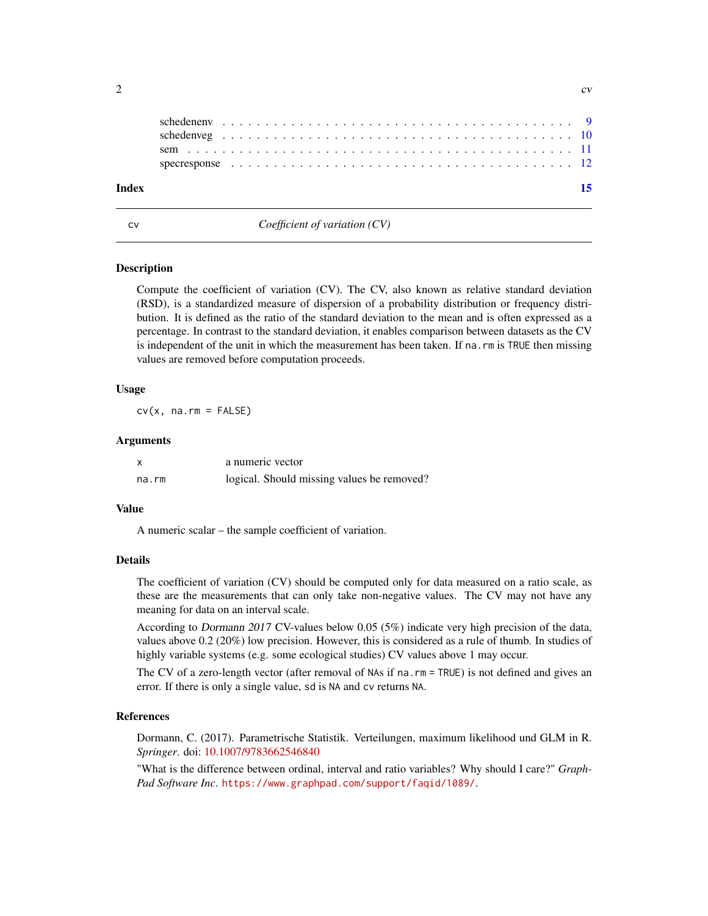schedenenv . . . . . . . . . . . . . . . . . . . . . . . . . . . . . . . . . . . . . . . 9
schedenveg . . . . . . . . . . . . . . . . . . . . . . . . . . . . . . . . . . . . . . . 10
sem . . . . . . . . . . . . . . . . . . . . . . . . . . . . . . . . . . . . . . . . . . . 11
specresponse . . . . . . . . . . . . . . . . . . . . . . . . . . . . . . . . . . . . . . 12

**Index** **15**

---

`cv` *Coefficient of variation (CV)*

---

## Description

Compute the coefficient of variation (CV). The CV, also known as relative standard deviation (RSD), is a standardized measure of dispersion of a probability distribution or frequency distribution. It is defined as the ratio of the standard deviation to the mean and is often expressed as a percentage. In contrast to the standard deviation, it enables comparison between datasets as the CV is independent of the unit in which the measurement has been taken. If `na.rm` is `TRUE` then missing values are removed before computation proceeds.

## Usage

```
cv(x, na.rm = FALSE)
```

## Arguments

| | |
|---|---|
| `x` | a numeric vector |
| `na.rm` | logical. Should missing values be removed? |

## Value

A numeric scalar – the sample coefficient of variation.

## Details

The coefficient of variation (CV) should be computed only for data measured on a ratio scale, as these are the measurements that can only take non-negative values. The CV may not have any meaning for data on an interval scale.

According to *Dormann 2017* CV-values below 0.05 (5%) indicate very high precision of the data, values above 0.2 (20%) low precision. However, this is considered as a rule of thumb. In studies of highly variable systems (e.g. some ecological studies) CV values above 1 may occur.

The CV of a zero-length vector (after removal of `NA`s if `na.rm = TRUE`) is not defined and gives an error. If there is only a single value, `sd` is `NA` and `cv` returns `NA`.

## References

Dormann, C. (2017). Parametrische Statistik. Verteilungen, maximum likelihood und GLM in R. *Springer*. doi: 10.1007/9783662546840

"What is the difference between ordinal, interval and ratio variables? Why should I care?" *GraphPad Software Inc*. `https://www.graphpad.com/support/faqid/1089/`.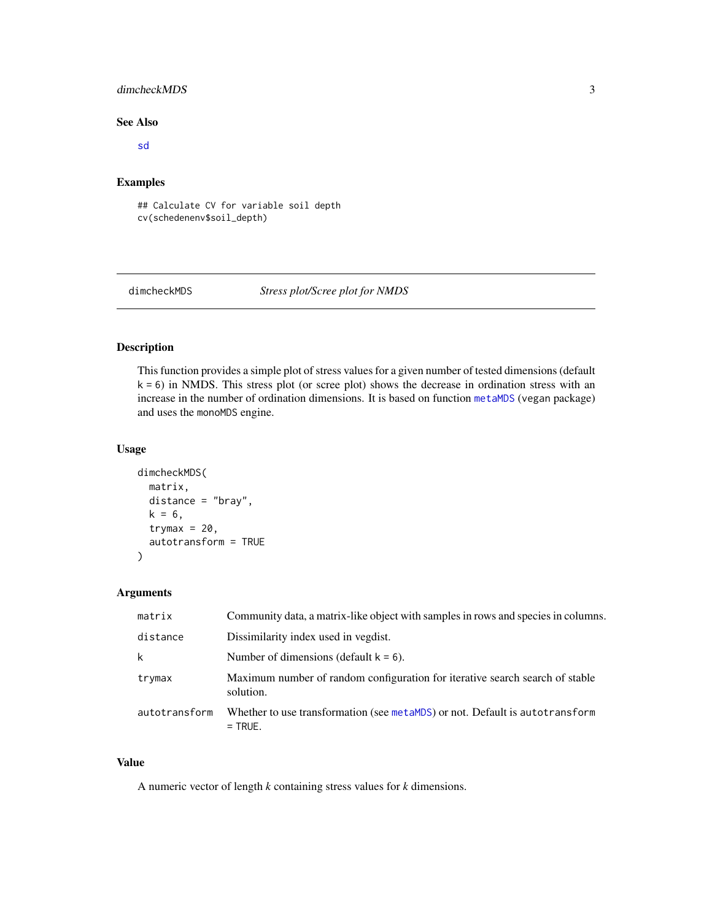## See Also

sd

## Examples

```
## Calculate CV for variable soil depth
cv(schedenenv$soil_depth)
```

---

# dimcheckMDS *Stress plot/Scree plot for NMDS*

---

## Description

This function provides a simple plot of stress values for a given number of tested dimensions (default k = 6) in NMDS. This stress plot (or scree plot) shows the decrease in ordination stress with an increase in the number of ordination dimensions. It is based on function metaMDS (vegan package) and uses the monoMDS engine.

## Usage

```
dimcheckMDS(
  matrix,
  distance = "bray",
  k = 6,
  trymax = 20,
  autotransform = TRUE
)
```

## Arguments

| | |
|---|---|
| matrix | Community data, a matrix-like object with samples in rows and species in columns. |
| distance | Dissimilarity index used in vegdist. |
| k | Number of dimensions (default k = 6). |
| trymax | Maximum number of random configuration for iterative search search of stable solution. |
| autotransform | Whether to use transformation (see metaMDS) or not. Default is autotransform = TRUE. |

## Value

A numeric vector of length *k* containing stress values for *k* dimensions.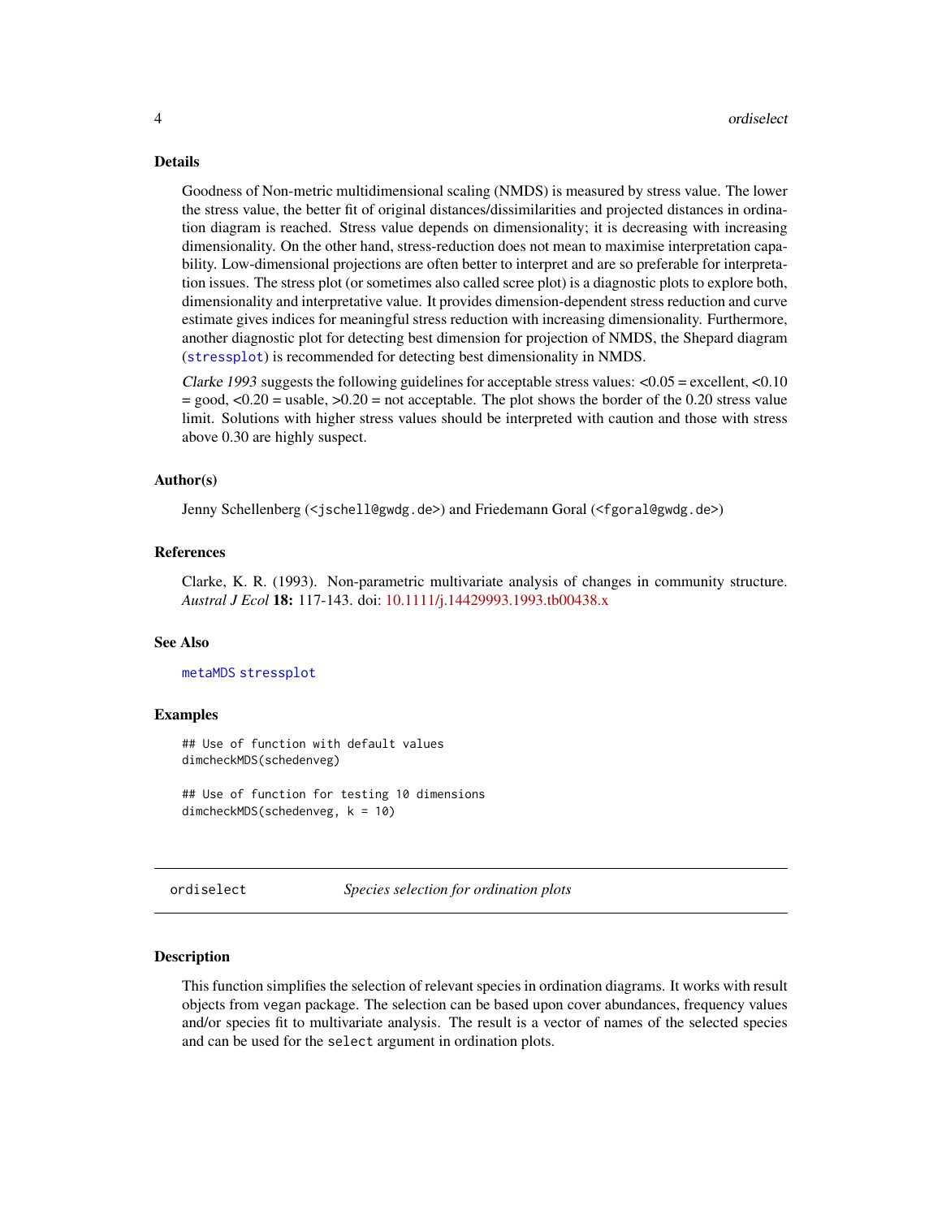## Details

Goodness of Non-metric multidimensional scaling (NMDS) is measured by stress value. The lower the stress value, the better fit of original distances/dissimilarities and projected distances in ordination diagram is reached. Stress value depends on dimensionality; it is decreasing with increasing dimensionality. On the other hand, stress-reduction does not mean to maximise interpretation capability. Low-dimensional projections are often better to interpret and are so preferable for interpretation issues. The stress plot (or sometimes also called scree plot) is a diagnostic plots to explore both, dimensionality and interpretative value. It provides dimension-dependent stress reduction and curve estimate gives indices for meaningful stress reduction with increasing dimensionality. Furthermore, another diagnostic plot for detecting best dimension for projection of NMDS, the Shepard diagram (`stressplot`) is recommended for detecting best dimensionality in NMDS.

*Clarke 1993* suggests the following guidelines for acceptable stress values: <0.05 = excellent, <0.10 = good, <0.20 = usable, >0.20 = not acceptable. The plot shows the border of the 0.20 stress value limit. Solutions with higher stress values should be interpreted with caution and those with stress above 0.30 are highly suspect.

## Author(s)

Jenny Schellenberg (<jschell@gwdg.de>) and Friedemann Goral (<fgoral@gwdg.de>)

## References

Clarke, K. R. (1993). Non-parametric multivariate analysis of changes in community structure. *Austral J Ecol* **18:** 117-143. doi: 10.1111/j.14429993.1993.tb00438.x

## See Also

`metaMDS` `stressplot`

## Examples

```
## Use of function with default values
dimcheckMDS(schedenveg)

## Use of function for testing 10 dimensions
dimcheckMDS(schedenveg, k = 10)
```

---

# ordiselect — *Species selection for ordination plots*

## Description

This function simplifies the selection of relevant species in ordination diagrams. It works with result objects from vegan package. The selection can be based upon cover abundances, frequency values and/or species fit to multivariate analysis. The result is a vector of names of the selected species and can be used for the `select` argument in ordination plots.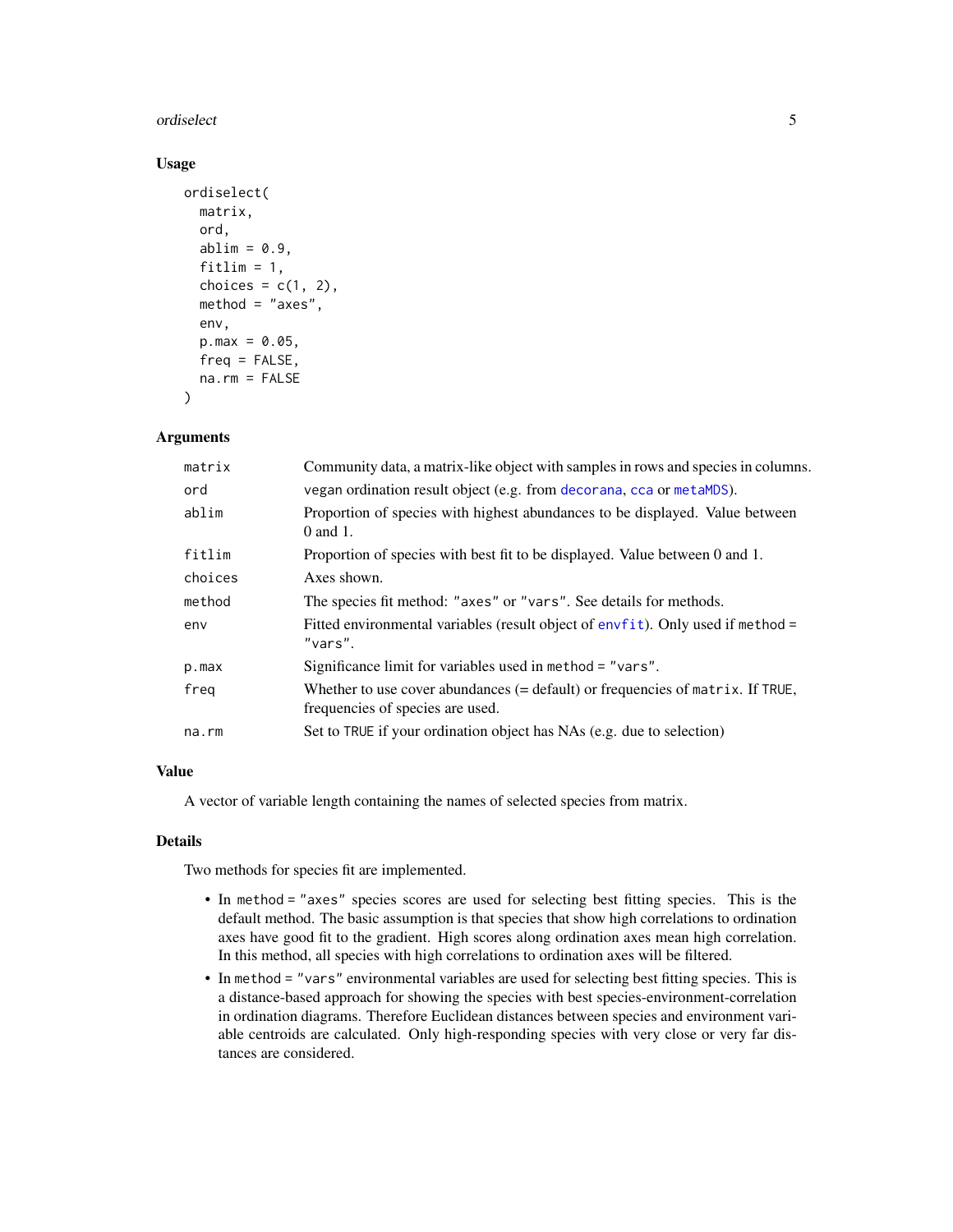## Usage

```
ordiselect(
  matrix,
  ord,
  ablim = 0.9,
  fitlim = 1,
  choices = c(1, 2),
  method = "axes",
  env,
  p.max = 0.05,
  freq = FALSE,
  na.rm = FALSE
)
```

## Arguments

| | |
|---|---|
| `matrix` | Community data, a matrix-like object with samples in rows and species in columns. |
| `ord` | `vegan` ordination result object (e.g. from `decorana`, `cca` or `metaMDS`). |
| `ablim` | Proportion of species with highest abundances to be displayed. Value between 0 and 1. |
| `fitlim` | Proportion of species with best fit to be displayed. Value between 0 and 1. |
| `choices` | Axes shown. |
| `method` | The species fit method: `"axes"` or `"vars"`. See details for methods. |
| `env` | Fitted environmental variables (result object of `envfit`). Only used if `method = "vars"`. |
| `p.max` | Significance limit for variables used in `method = "vars"`. |
| `freq` | Whether to use cover abundances (= default) or frequencies of `matrix`. If `TRUE`, frequencies of species are used. |
| `na.rm` | Set to `TRUE` if your ordination object has NAs (e.g. due to selection) |

## Value

A vector of variable length containing the names of selected species from matrix.

## Details

Two methods for species fit are implemented.

- In `method = "axes"` species scores are used for selecting best fitting species. This is the default method. The basic assumption is that species that show high correlations to ordination axes have good fit to the gradient. High scores along ordination axes mean high correlation. In this method, all species with high correlations to ordination axes will be filtered.
- In `method = "vars"` environmental variables are used for selecting best fitting species. This is a distance-based approach for showing the species with best species-environment-correlation in ordination diagrams. Therefore Euclidean distances between species and environment variable centroids are calculated. Only high-responding species with very close or very far distances are considered.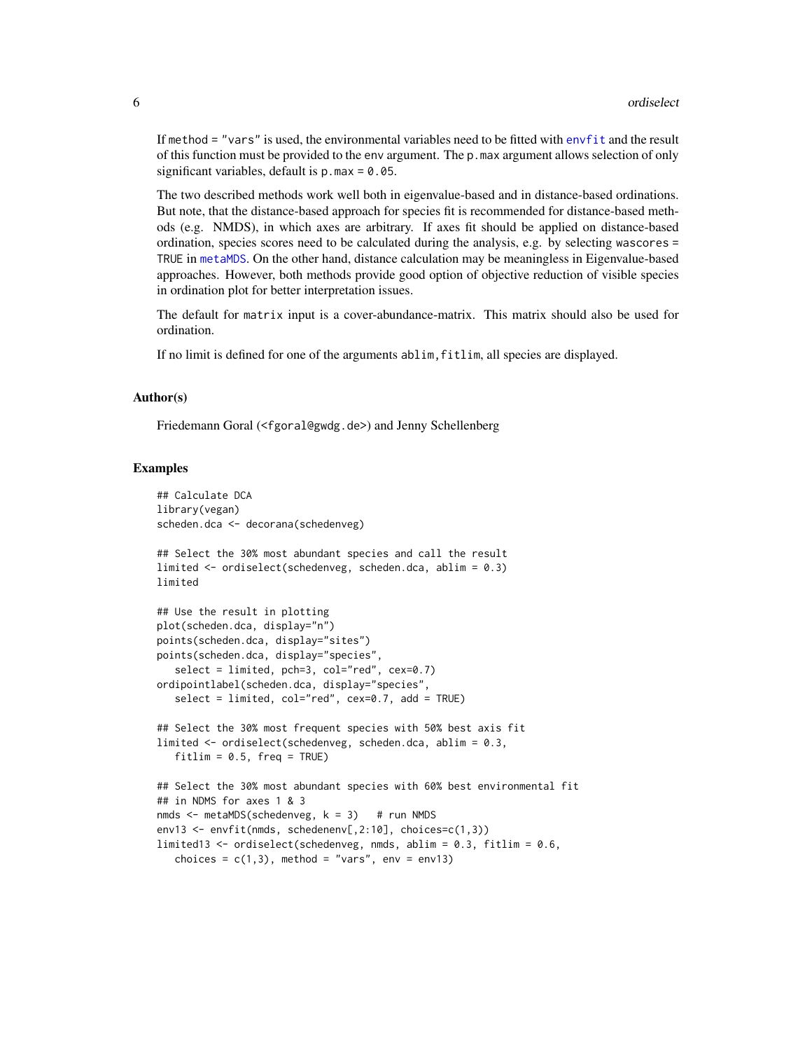If method = "vars" is used, the environmental variables need to be fitted with envfit and the result of this function must be provided to the env argument. The p.max argument allows selection of only significant variables, default is p.max = 0.05.

The two described methods work well both in eigenvalue-based and in distance-based ordinations. But note, that the distance-based approach for species fit is recommended for distance-based methods (e.g. NMDS), in which axes are arbitrary. If axes fit should be applied on distance-based ordination, species scores need to be calculated during the analysis, e.g. by selecting wascores = TRUE in metaMDS. On the other hand, distance calculation may be meaningless in Eigenvalue-based approaches. However, both methods provide good option of objective reduction of visible species in ordination plot for better interpretation issues.

The default for matrix input is a cover-abundance-matrix. This matrix should also be used for ordination.

If no limit is defined for one of the arguments ablim, fitlim, all species are displayed.

### Author(s)

Friedemann Goral (<fgoral@gwdg.de>) and Jenny Schellenberg

### Examples

```
## Calculate DCA
library(vegan)
scheden.dca <- decorana(schedenveg)

## Select the 30% most abundant species and call the result
limited <- ordiselect(schedenveg, scheden.dca, ablim = 0.3)
limited

## Use the result in plotting
plot(scheden.dca, display="n")
points(scheden.dca, display="sites")
points(scheden.dca, display="species",
   select = limited, pch=3, col="red", cex=0.7)
ordipointlabel(scheden.dca, display="species",
   select = limited, col="red", cex=0.7, add = TRUE)

## Select the 30% most frequent species with 50% best axis fit
limited <- ordiselect(schedenveg, scheden.dca, ablim = 0.3,
   fitlim = 0.5, freq = TRUE)

## Select the 30% most abundant species with 60% best environmental fit
## in NDMS for axes 1 & 3
nmds <- metaMDS(schedenveg, k = 3)   # run NMDS
env13 <- envfit(nmds, schedenenv[,2:10], choices=c(1,3))
limited13 <- ordiselect(schedenveg, nmds, ablim = 0.3, fitlim = 0.6,
   choices = c(1,3), method = "vars", env = env13)
```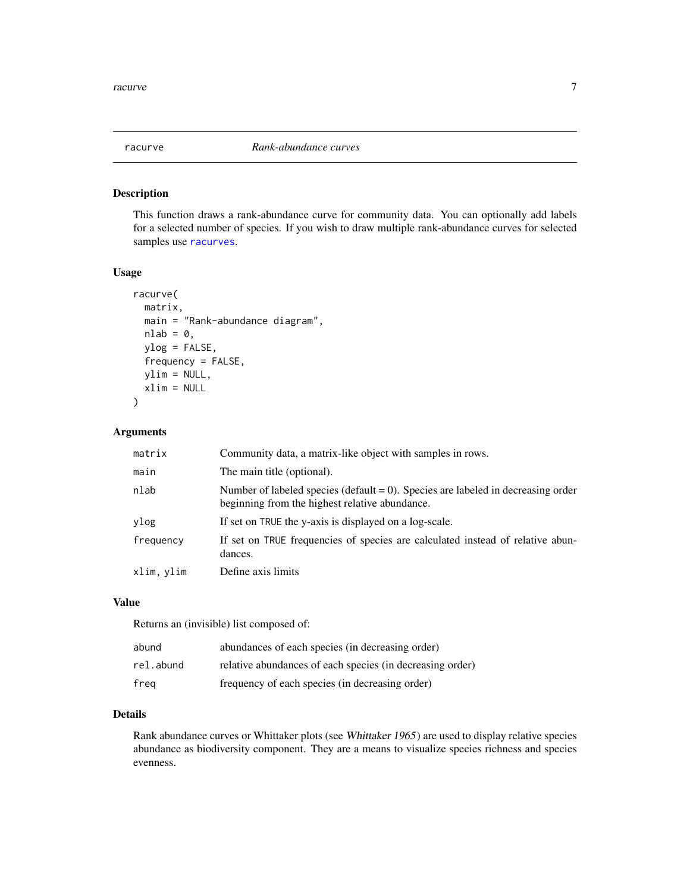## racurve — *Rank-abundance curves*

### Description

This function draws a rank-abundance curve for community data. You can optionally add labels for a selected number of species. If you wish to draw multiple rank-abundance curves for selected samples use racurves.

### Usage

```
racurve(
  matrix,
  main = "Rank-abundance diagram",
  nlab = 0,
  ylog = FALSE,
  frequency = FALSE,
  ylim = NULL,
  xlim = NULL
)
```

### Arguments

| | |
|---|---|
| matrix | Community data, a matrix-like object with samples in rows. |
| main | The main title (optional). |
| nlab | Number of labeled species (default = 0). Species are labeled in decreasing order beginning from the highest relative abundance. |
| ylog | If set on TRUE the y-axis is displayed on a log-scale. |
| frequency | If set on TRUE frequencies of species are calculated instead of relative abundances. |
| xlim, ylim | Define axis limits |

### Value

Returns an (invisible) list composed of:

| | |
|---|---|
| abund | abundances of each species (in decreasing order) |
| rel.abund | relative abundances of each species (in decreasing order) |
| freq | frequency of each species (in decreasing order) |

### Details

Rank abundance curves or Whittaker plots (see *Whittaker 1965*) are used to display relative species abundance as biodiversity component. They are a means to visualize species richness and species evenness.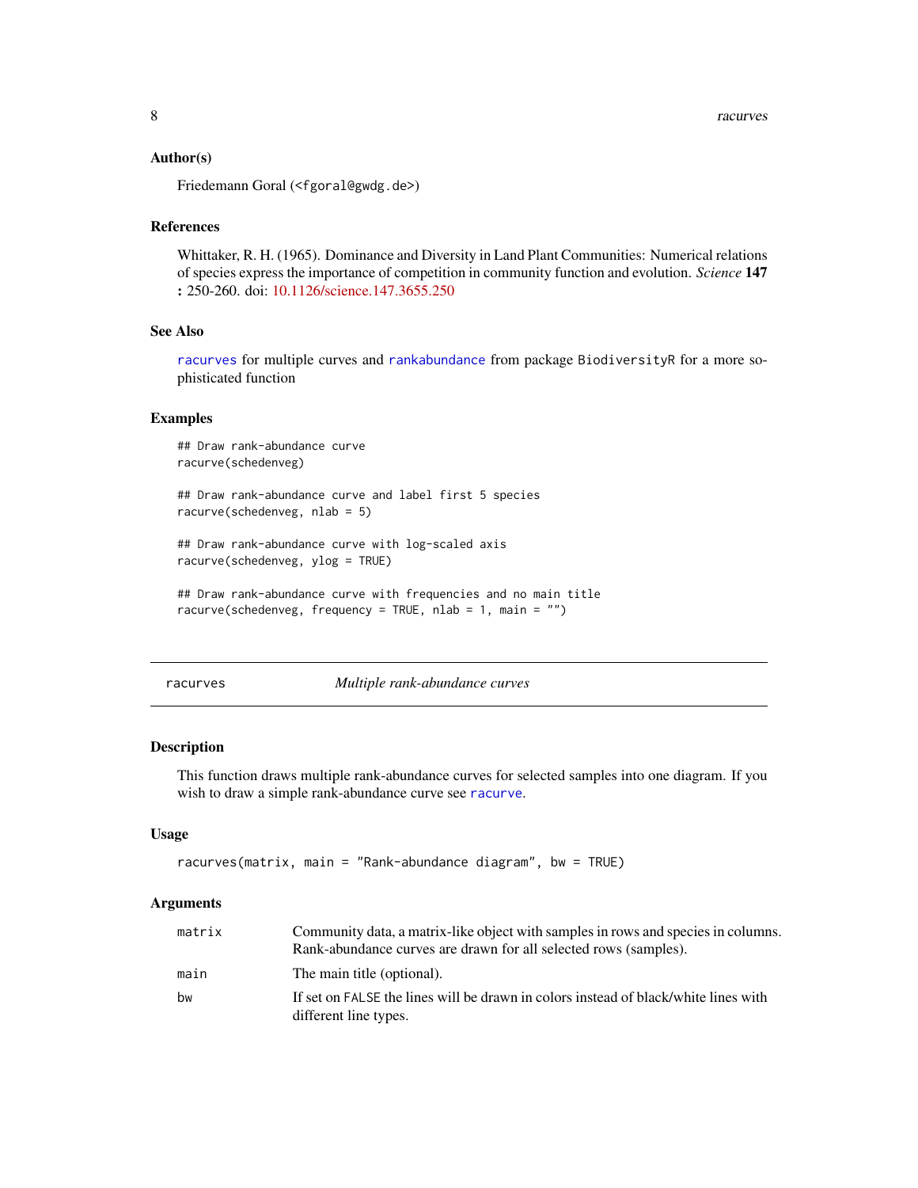### Author(s)

Friedemann Goral (<fgoral@gwdg.de>)

### References

Whittaker, R. H. (1965). Dominance and Diversity in Land Plant Communities: Numerical relations of species express the importance of competition in community function and evolution. *Science* **147 :** 250-260. doi: 10.1126/science.147.3655.250

### See Also

racurves for multiple curves and rankabundance from package BiodiversityR for a more sophisticated function

### Examples

```
## Draw rank-abundance curve
racurve(schedenveg)

## Draw rank-abundance curve and label first 5 species
racurve(schedenveg, nlab = 5)

## Draw rank-abundance curve with log-scaled axis
racurve(schedenveg, ylog = TRUE)

## Draw rank-abundance curve with frequencies and no main title
racurve(schedenveg, frequency = TRUE, nlab = 1, main = "")
```

---

## racurves *Multiple rank-abundance curves*

---

### Description

This function draws multiple rank-abundance curves for selected samples into one diagram. If you wish to draw a simple rank-abundance curve see racurve.

### Usage

```
racurves(matrix, main = "Rank-abundance diagram", bw = TRUE)
```

### Arguments

| | |
|---|---|
| matrix | Community data, a matrix-like object with samples in rows and species in columns. Rank-abundance curves are drawn for all selected rows (samples). |
| main | The main title (optional). |
| bw | If set on FALSE the lines will be drawn in colors instead of black/white lines with different line types. |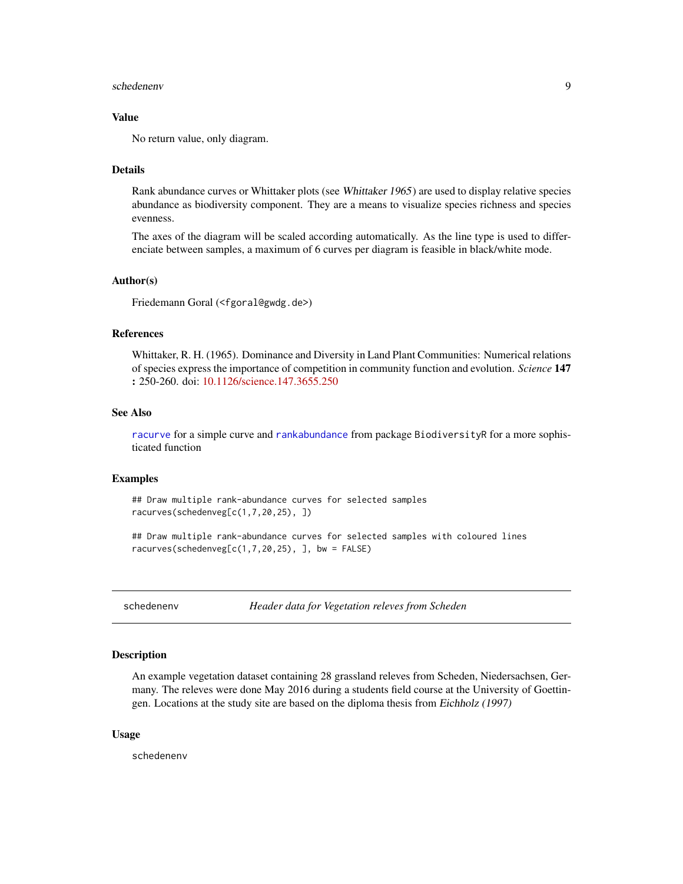### Value

No return value, only diagram.

### Details

Rank abundance curves or Whittaker plots (see *Whittaker 1965*) are used to display relative species abundance as biodiversity component. They are a means to visualize species richness and species evenness.

The axes of the diagram will be scaled according automatically. As the line type is used to differenciate between samples, a maximum of 6 curves per diagram is feasible in black/white mode.

### Author(s)

Friedemann Goral (<fgoral@gwdg.de>)

### References

Whittaker, R. H. (1965). Dominance and Diversity in Land Plant Communities: Numerical relations of species express the importance of competition in community function and evolution. *Science* **147 :** 250-260. doi: 10.1126/science.147.3655.250

### See Also

`racurve` for a simple curve and `rankabundance` from package `BiodiversityR` for a more sophisticated function

### Examples

```
## Draw multiple rank-abundance curves for selected samples
racurves(schedenveg[c(1,7,20,25), ])

## Draw multiple rank-abundance curves for selected samples with coloured lines
racurves(schedenveg[c(1,7,20,25), ], bw = FALSE)
```

---

## schedenenv — *Header data for Vegetation releves from Scheden*

### Description

An example vegetation dataset containing 28 grassland releves from Scheden, Niedersachsen, Germany. The releves were done May 2016 during a students field course at the University of Goettingen. Locations at the study site are based on the diploma thesis from *Eichholz (1997)*

### Usage

```
schedenenv
```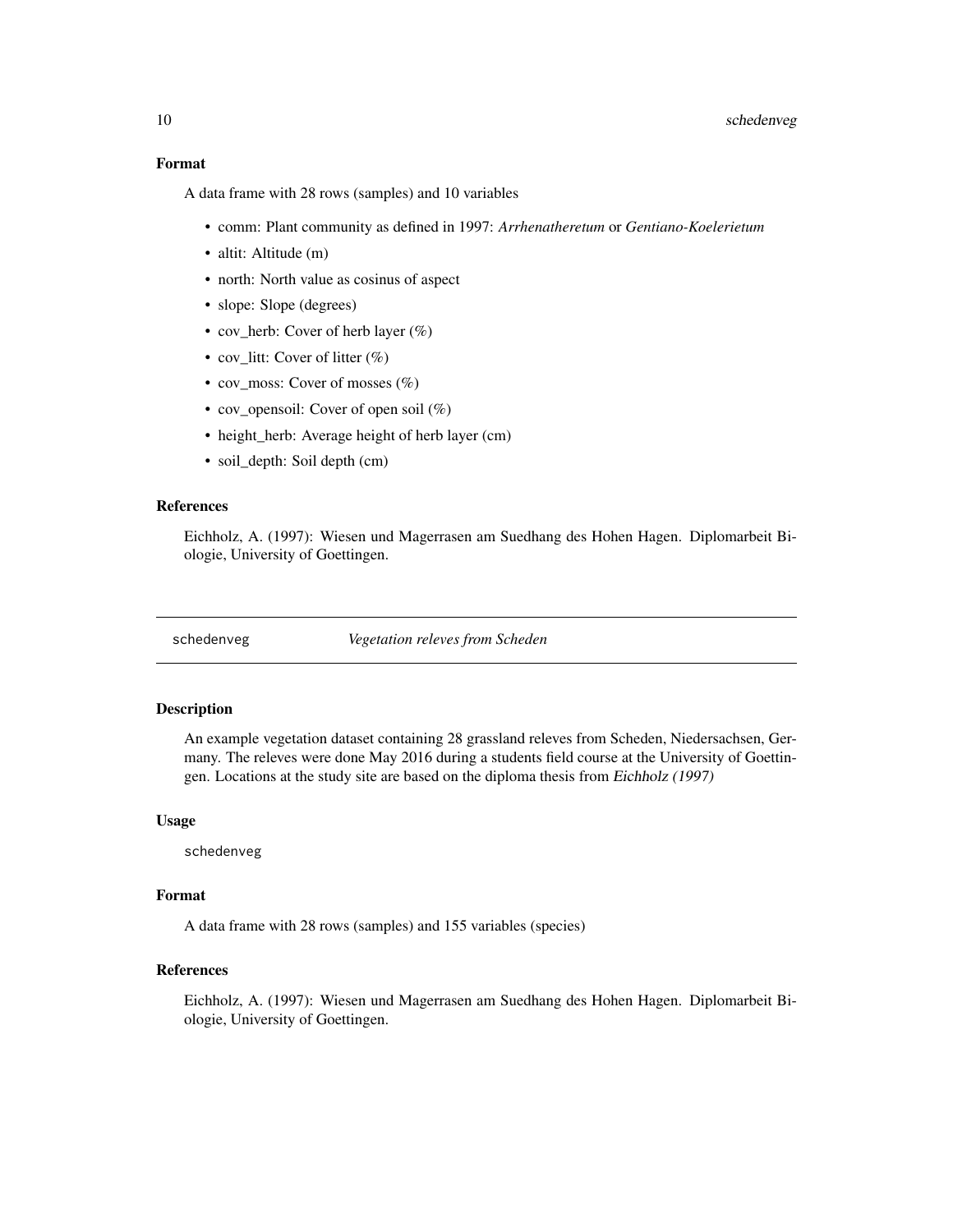### Format

A data frame with 28 rows (samples) and 10 variables

- comm: Plant community as defined in 1997: *Arrhenatheretum* or *Gentiano-Koelerietum*
- altit: Altitude (m)
- north: North value as cosinus of aspect
- slope: Slope (degrees)
- cov_herb: Cover of herb layer (%)
- cov_litt: Cover of litter (%)
- cov_moss: Cover of mosses (%)
- cov_opensoil: Cover of open soil (%)
- height_herb: Average height of herb layer (cm)
- soil_depth: Soil depth (cm)

### References

Eichholz, A. (1997): Wiesen und Magerrasen am Suedhang des Hohen Hagen. Diplomarbeit Biologie, University of Goettingen.

---

## schedenveg — *Vegetation releves from Scheden*

### Description

An example vegetation dataset containing 28 grassland releves from Scheden, Niedersachsen, Germany. The releves were done May 2016 during a students field course at the University of Goettingen. Locations at the study site are based on the diploma thesis from *Eichholz (1997)*

### Usage

```
schedenveg
```

### Format

A data frame with 28 rows (samples) and 155 variables (species)

### References

Eichholz, A. (1997): Wiesen und Magerrasen am Suedhang des Hohen Hagen. Diplomarbeit Biologie, University of Goettingen.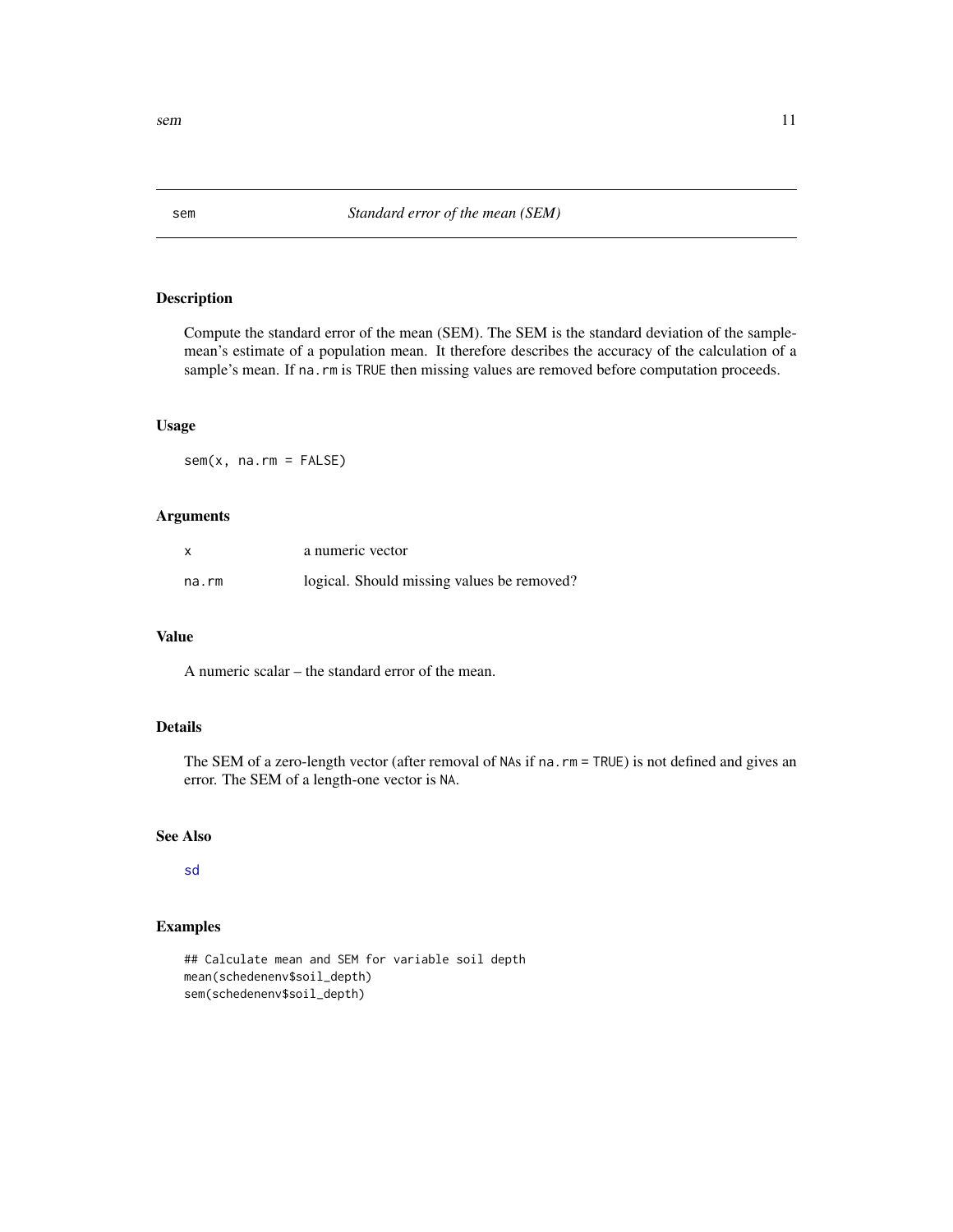# sem — *Standard error of the mean (SEM)*

## Description

Compute the standard error of the mean (SEM). The SEM is the standard deviation of the sample-mean's estimate of a population mean. It therefore describes the accuracy of the calculation of a sample's mean. If `na.rm` is `TRUE` then missing values are removed before computation proceeds.

## Usage

```
sem(x, na.rm = FALSE)
```

## Arguments

| | |
|---|---|
| `x` | a numeric vector |
| `na.rm` | logical. Should missing values be removed? |

## Value

A numeric scalar – the standard error of the mean.

## Details

The SEM of a zero-length vector (after removal of `NA`s if `na.rm = TRUE`) is not defined and gives an error. The SEM of a length-one vector is `NA`.

## See Also

`sd`

## Examples

```
## Calculate mean and SEM for variable soil depth
mean(schedenenv$soil_depth)
sem(schedenenv$soil_depth)
```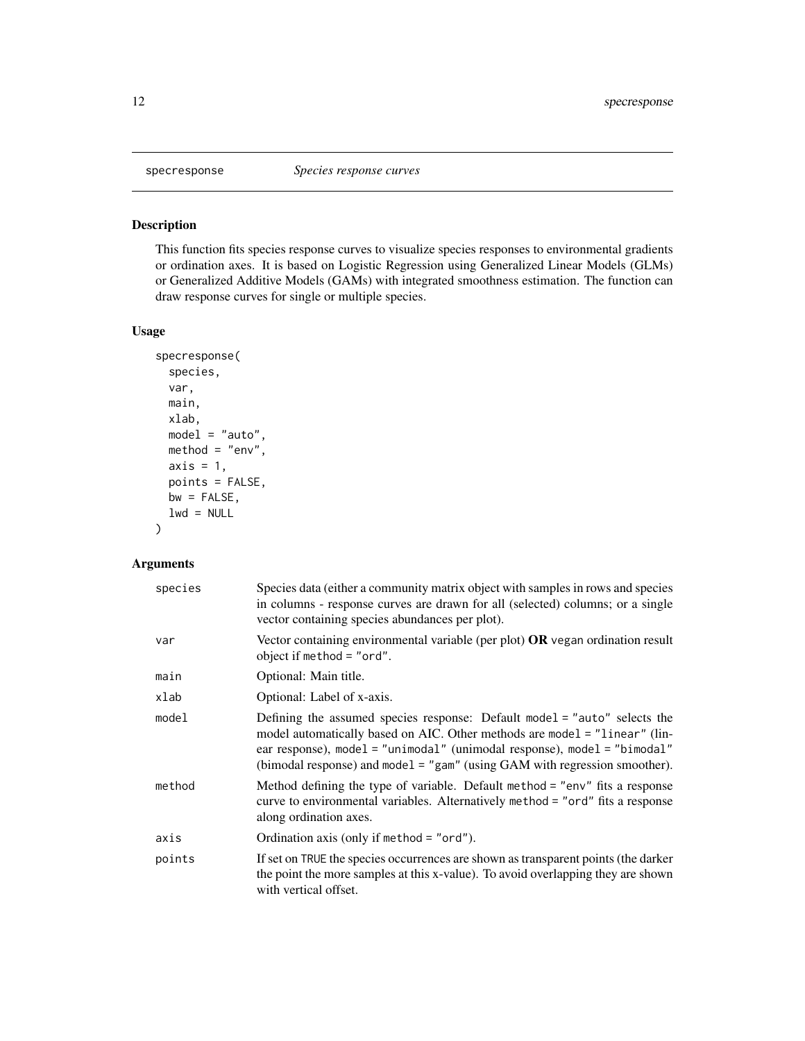# specresponse *Species response curves*

## Description

This function fits species response curves to visualize species responses to environmental gradients or ordination axes. It is based on Logistic Regression using Generalized Linear Models (GLMs) or Generalized Additive Models (GAMs) with integrated smoothness estimation. The function can draw response curves for single or multiple species.

## Usage

```
specresponse(
  species,
  var,
  main,
  xlab,
  model = "auto",
  method = "env",
  axis = 1,
  points = FALSE,
  bw = FALSE,
  lwd = NULL
)
```

## Arguments

| | |
|---|---|
| species | Species data (either a community matrix object with samples in rows and species in columns - response curves are drawn for all (selected) columns; or a single vector containing species abundances per plot). |
| var | Vector containing environmental variable (per plot) **OR** vegan ordination result object if method = "ord". |
| main | Optional: Main title. |
| xlab | Optional: Label of x-axis. |
| model | Defining the assumed species response: Default model = "auto" selects the model automatically based on AIC. Other methods are model = "linear" (linear response), model = "unimodal" (unimodal response), model = "bimodal" (bimodal response) and model = "gam" (using GAM with regression smoother). |
| method | Method defining the type of variable. Default method = "env" fits a response curve to environmental variables. Alternatively method = "ord" fits a response along ordination axes. |
| axis | Ordination axis (only if method = "ord"). |
| points | If set on TRUE the species occurrences are shown as transparent points (the darker the point the more samples at this x-value). To avoid overlapping they are shown with vertical offset. |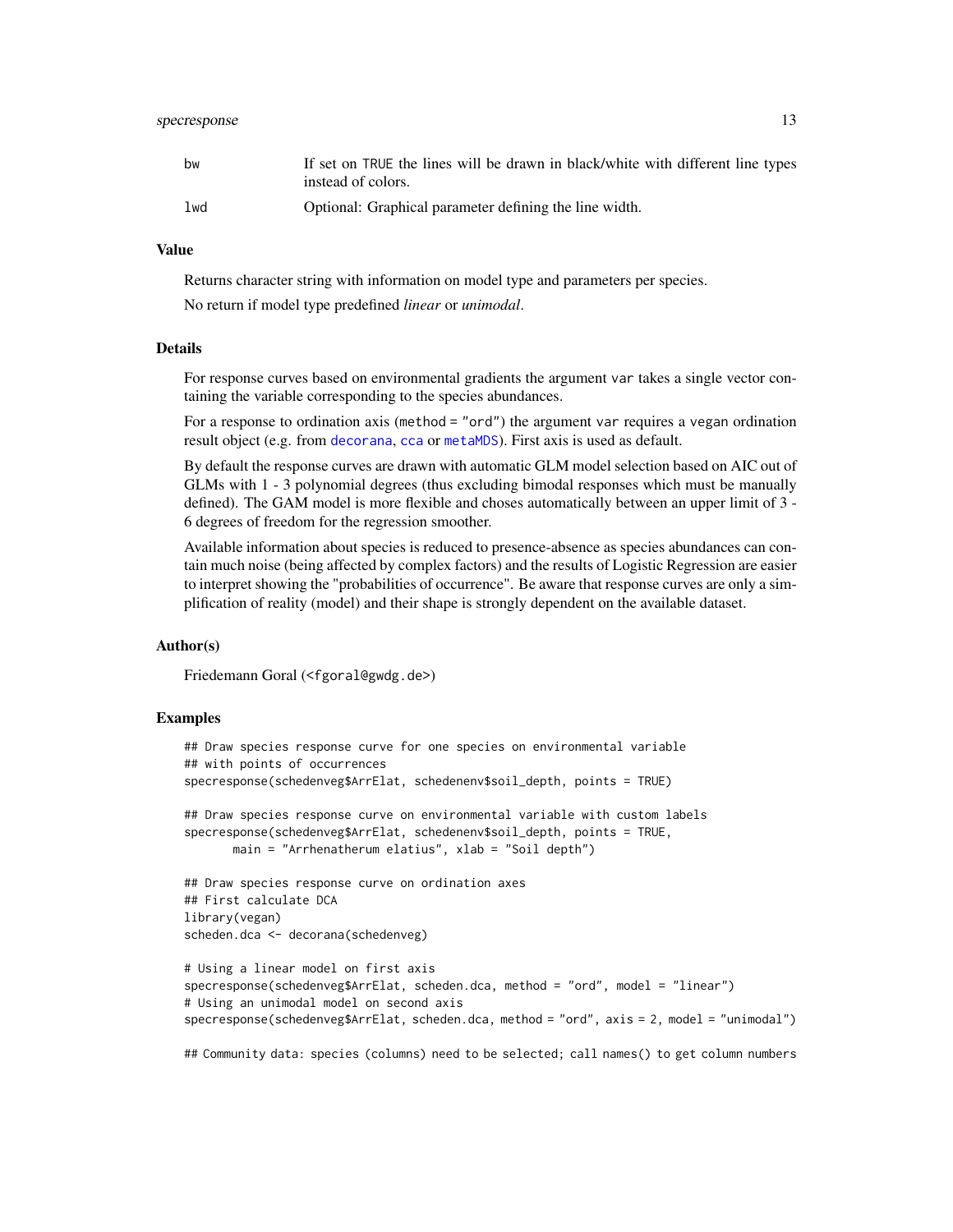| | |
|---|---|
| bw | If set on TRUE the lines will be drawn in black/white with different line types instead of colors. |
| lwd | Optional: Graphical parameter defining the line width. |

### Value

Returns character string with information on model type and parameters per species.

No return if model type predefined *linear* or *unimodal*.

### Details

For response curves based on environmental gradients the argument `var` takes a single vector containing the variable corresponding to the species abundances.

For a response to ordination axis (`method = "ord"`) the argument `var` requires a vegan ordination result object (e.g. from `decorana`, `cca` or `metaMDS`). First axis is used as default.

By default the response curves are drawn with automatic GLM model selection based on AIC out of GLMs with 1 - 3 polynomial degrees (thus excluding bimodal responses which must be manually defined). The GAM model is more flexible and choses automatically between an upper limit of 3 - 6 degrees of freedom for the regression smoother.

Available information about species is reduced to presence-absence as species abundances can contain much noise (being affected by complex factors) and the results of Logistic Regression are easier to interpret showing the "probabilities of occurrence". Be aware that response curves are only a simplification of reality (model) and their shape is strongly dependent on the available dataset.

### Author(s)

Friedemann Goral (<fgoral@gwdg.de>)

### Examples

```
## Draw species response curve for one species on environmental variable
## with points of occurrences
specresponse(schedenveg$ArrElat, schedenenv$soil_depth, points = TRUE)

## Draw species response curve on environmental variable with custom labels
specresponse(schedenveg$ArrElat, schedenenv$soil_depth, points = TRUE,
       main = "Arrhenatherum elatius", xlab = "Soil depth")

## Draw species response curve on ordination axes
## First calculate DCA
library(vegan)
scheden.dca <- decorana(schedenveg)

# Using a linear model on first axis
specresponse(schedenveg$ArrElat, scheden.dca, method = "ord", model = "linear")
# Using an unimodal model on second axis
specresponse(schedenveg$ArrElat, scheden.dca, method = "ord", axis = 2, model = "unimodal")

## Community data: species (columns) need to be selected; call names() to get column numbers
```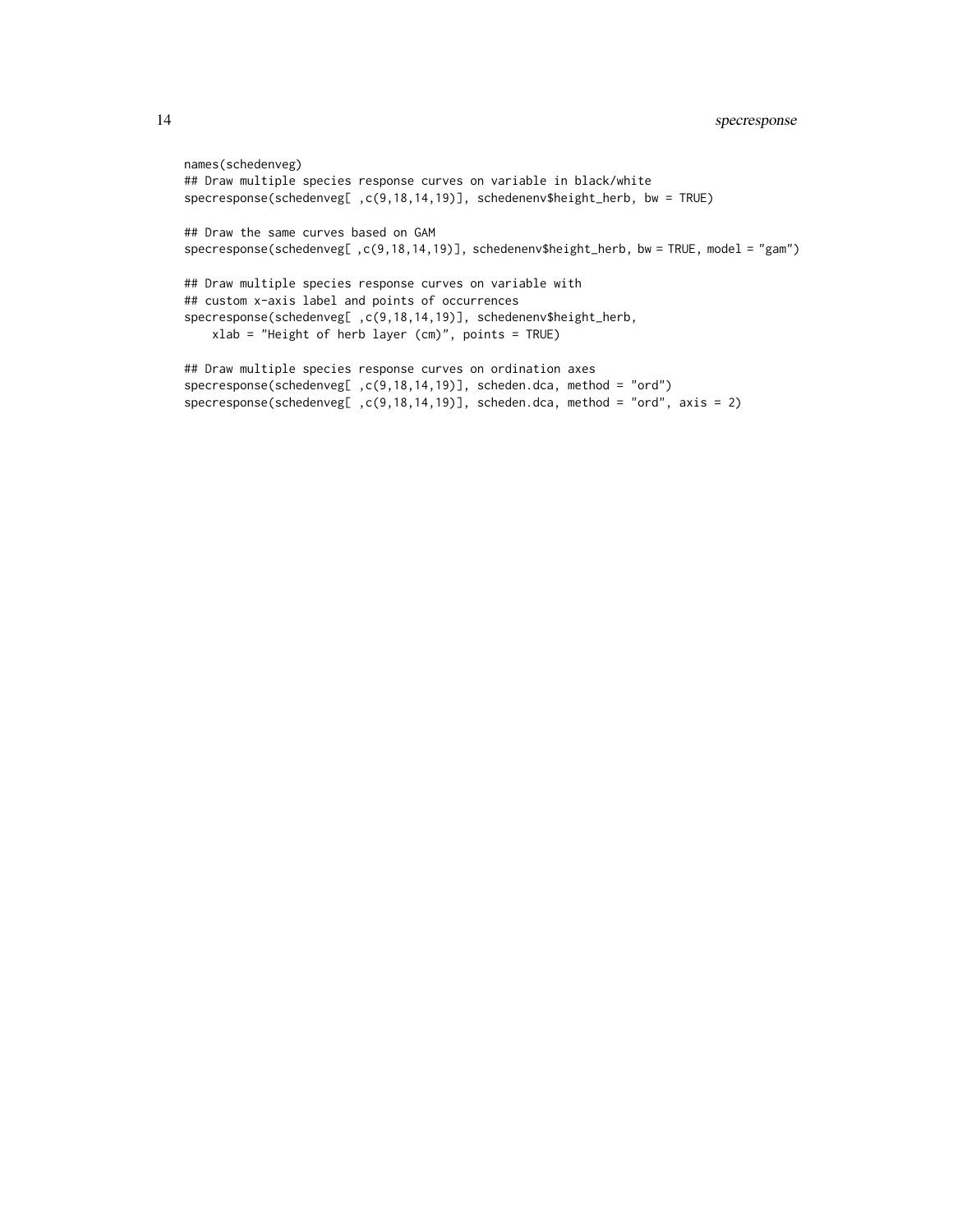```
names(schedenveg)
## Draw multiple species response curves on variable in black/white
specresponse(schedenveg[ ,c(9,18,14,19)], schedenenv$height_herb, bw = TRUE)

## Draw the same curves based on GAM
specresponse(schedenveg[ ,c(9,18,14,19)], schedenenv$height_herb, bw = TRUE, model = "gam")

## Draw multiple species response curves on variable with
## custom x-axis label and points of occurrences
specresponse(schedenveg[ ,c(9,18,14,19)], schedenenv$height_herb,
    xlab = "Height of herb layer (cm)", points = TRUE)

## Draw multiple species response curves on ordination axes
specresponse(schedenveg[ ,c(9,18,14,19)], scheden.dca, method = "ord")
specresponse(schedenveg[ ,c(9,18,14,19)], scheden.dca, method = "ord", axis = 2)
```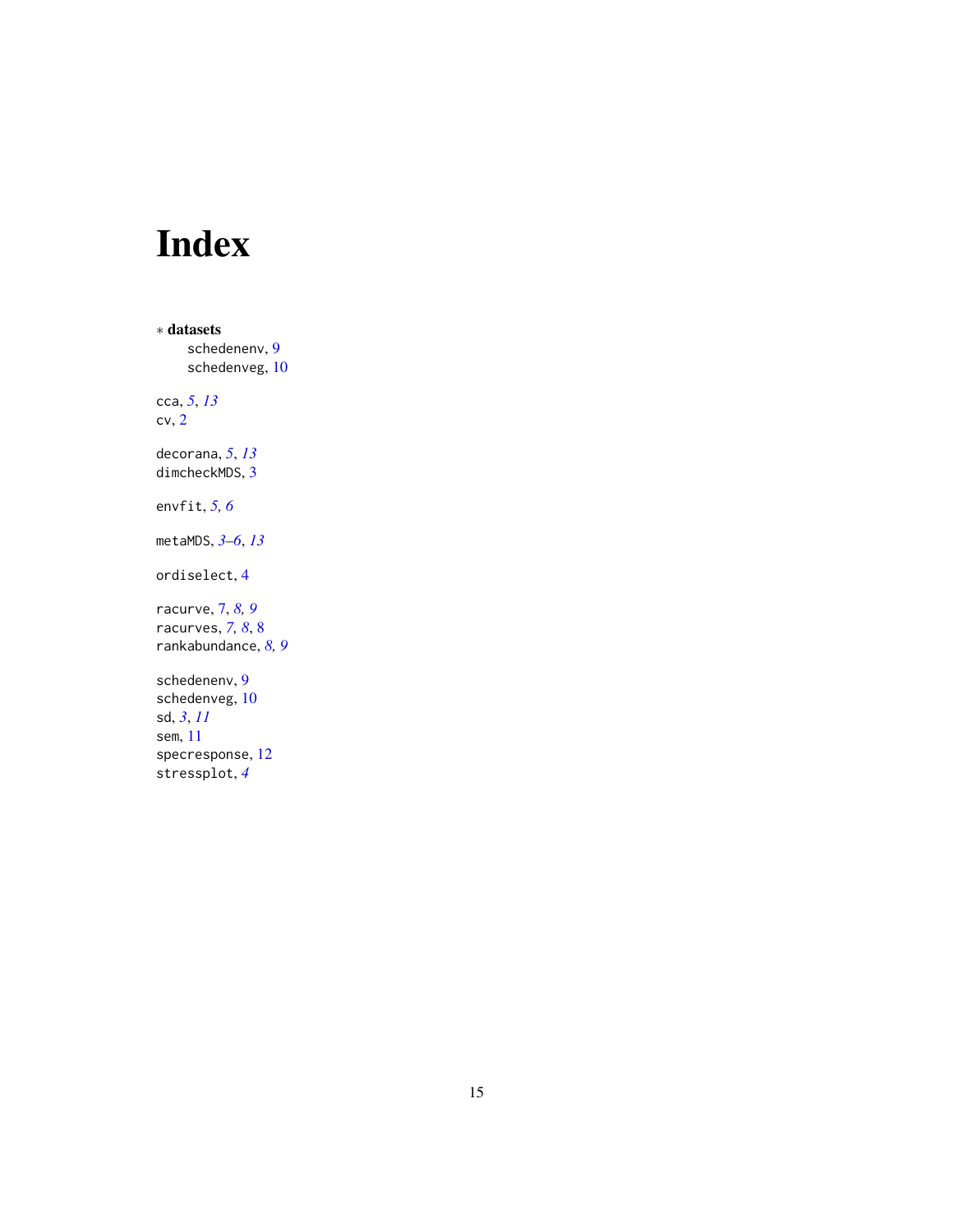# Index

∗ **datasets**

  schedenenv, 9

  schedenveg, 10

cca, *5*, *13*

cv, 2

decorana, *5*, *13*

dimcheckMDS, 3

envfit, *5, 6*

metaMDS, *3–6*, *13*

ordiselect, 4

racurve, 7, *8, 9*

racurves, *7, 8*, 8

rankabundance, *8, 9*

schedenenv, 9

schedenveg, 10

sd, *3*, *11*

sem, 11

specresponse, 12

stressplot, *4*